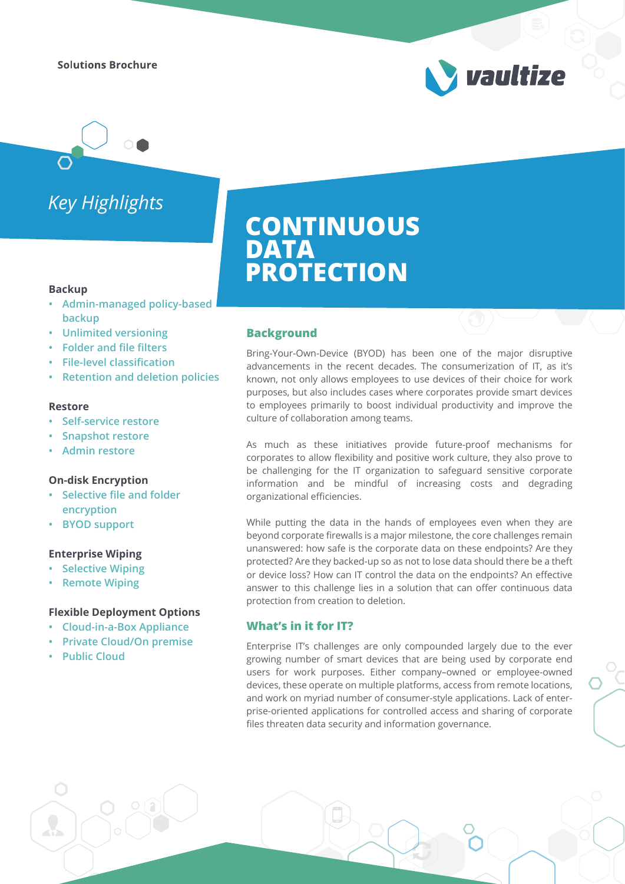Solutions Brochure

vaultize

# CONTINUOUS DATA PROTECTION

## Key Highlights

**Backup**

- Admin-managed policy-based backup
- Unlimited versioning
- Folder and file filters
- File-level classification
- Retention and deletion policies

**Restore**

- Self-service restore
- Snapshot restore
- Admin restore

**On-disk Encryption**

- Selective file and folder encryption
- BYOD support

**Enterprise Wiping**

- Selective Wiping
- Remote Wiping

**Flexible Deployment Options**

- Cloud-in-a-Box Appliance
- Private Cloud/On premise
- Public Cloud

## Background

Bring-Your-Own-Device (BYOD) has been one of the major disruptive advancements in the recent decades. The consumerization of IT, as it's known, not only allows employees to use devices of their choice for work purposes, but also includes cases where corporates provide smart devices to employees primarily to boost individual productivity and improve the culture of collaboration among teams.

As much as these initiatives provide future-proof mechanisms for corporates to allow flexibility and positive work culture, they also prove to be challenging for the IT organization to safeguard sensitive corporate information and be mindful of increasing costs and degrading organizational efficiencies.

While putting the data in the hands of employees even when they are beyond corporate firewalls is a major milestone, the core challenges remain unanswered: how safe is the corporate data on these endpoints? Are they protected? Are they backed-up so as not to lose data should there be a theft or device loss? How can IT control the data on the endpoints? An effective answer to this challenge lies in a solution that can offer continuous data protection from creation to deletion.

## What's in it for IT?

Enterprise IT's challenges are only compounded largely due to the ever growing number of smart devices that are being used by corporate end users for work purposes. Either company–owned or employee-owned devices, these operate on multiple platforms, access from remote locations, and work on myriad number of consumer-style applications. Lack of enterprise-oriented applications for controlled access and sharing of corporate files threaten data security and information governance.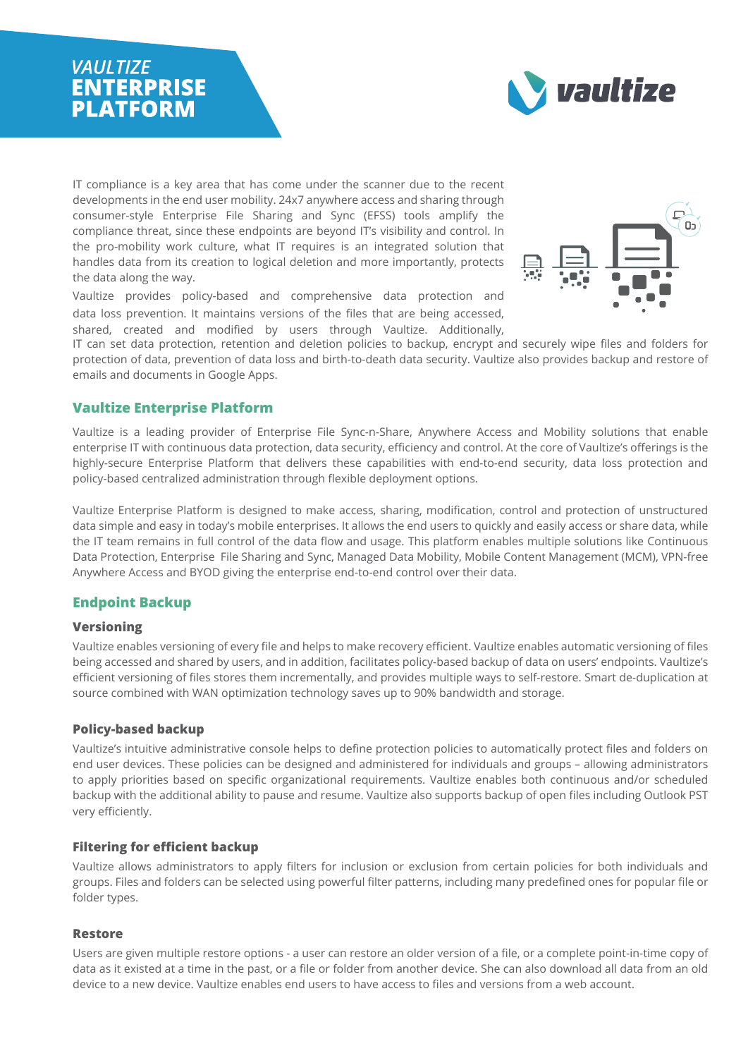# VAULTIZE ENTERPRISE PLATFORM

IT compliance is a key area that has come under the scanner due to the recent developments in the end user mobility. 24x7 anywhere access and sharing through consumer-style Enterprise File Sharing and Sync (EFSS) tools amplify the compliance threat, since these endpoints are beyond IT's visibility and control. In the pro-mobility work culture, what IT requires is an integrated solution that handles data from its creation to logical deletion and more importantly, protects the data along the way.

Vaultize provides policy-based and comprehensive data protection and data loss prevention. It maintains versions of the files that are being accessed, shared, created and modified by users through Vaultize. Additionally, IT can set data protection, retention and deletion policies to backup, encrypt and securely wipe files and folders for protection of data, prevention of data loss and birth-to-death data security. Vaultize also provides backup and restore of emails and documents in Google Apps.

## Vaultize Enterprise Platform

Vaultize is a leading provider of Enterprise File Sync-n-Share, Anywhere Access and Mobility solutions that enable enterprise IT with continuous data protection, data security, efficiency and control. At the core of Vaultize's offerings is the highly-secure Enterprise Platform that delivers these capabilities with end-to-end security, data loss protection and policy-based centralized administration through flexible deployment options.

Vaultize Enterprise Platform is designed to make access, sharing, modification, control and protection of unstructured data simple and easy in today's mobile enterprises. It allows the end users to quickly and easily access or share data, while the IT team remains in full control of the data flow and usage. This platform enables multiple solutions like Continuous Data Protection, Enterprise File Sharing and Sync, Managed Data Mobility, Mobile Content Management (MCM), VPN-free Anywhere Access and BYOD giving the enterprise end-to-end control over their data.

## Endpoint Backup

### Versioning

Vaultize enables versioning of every file and helps to make recovery efficient. Vaultize enables automatic versioning of files being accessed and shared by users, and in addition, facilitates policy-based backup of data on users' endpoints. Vaultize's efficient versioning of files stores them incrementally, and provides multiple ways to self-restore. Smart de-duplication at source combined with WAN optimization technology saves up to 90% bandwidth and storage.

### Policy-based backup

Vaultize's intuitive administrative console helps to define protection policies to automatically protect files and folders on end user devices. These policies can be designed and administered for individuals and groups – allowing administrators to apply priorities based on specific organizational requirements. Vaultize enables both continuous and/or scheduled backup with the additional ability to pause and resume. Vaultize also supports backup of open files including Outlook PST very efficiently.

### Filtering for efficient backup

Vaultize allows administrators to apply filters for inclusion or exclusion from certain policies for both individuals and groups. Files and folders can be selected using powerful filter patterns, including many predefined ones for popular file or folder types.

### Restore

Users are given multiple restore options - a user can restore an older version of a file, or a complete point-in-time copy of data as it existed at a time in the past, or a file or folder from another device. She can also download all data from an old device to a new device. Vaultize enables end users to have access to files and versions from a web account.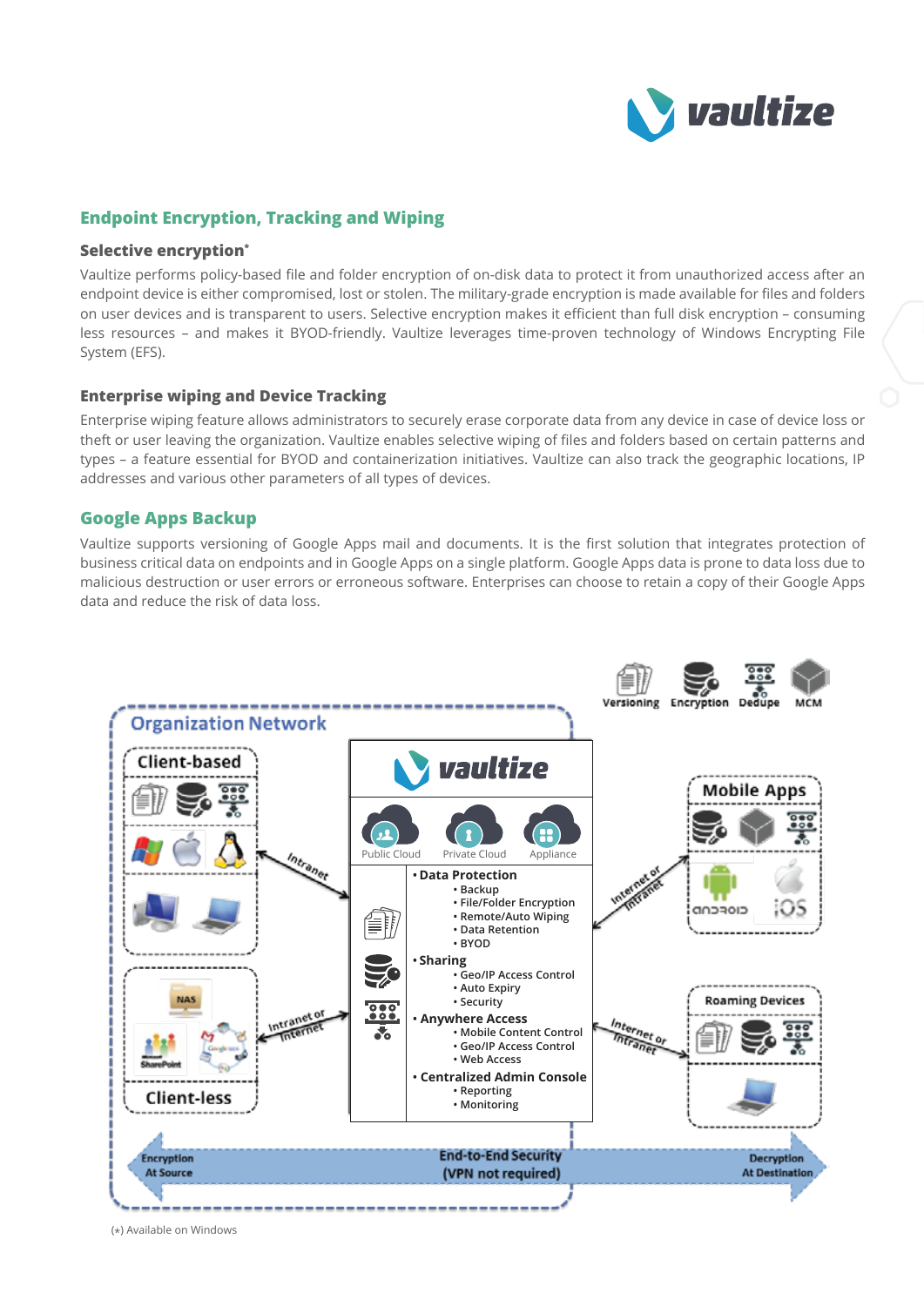## Endpoint Encryption, Tracking and Wiping

### Selective encryption*

Vaultize performs policy-based file and folder encryption of on-disk data to protect it from unauthorized access after an endpoint device is either compromised, lost or stolen. The military-grade encryption is made available for files and folders on user devices and is transparent to users. Selective encryption makes it efficient than full disk encryption – consuming less resources – and makes it BYOD-friendly. Vaultize leverages time-proven technology of Windows Encrypting File System (EFS).

### Enterprise wiping and Device Tracking

Enterprise wiping feature allows administrators to securely erase corporate data from any device in case of device loss or theft or user leaving the organization. Vaultize enables selective wiping of files and folders based on certain patterns and types – a feature essential for BYOD and containerization initiatives. Vaultize can also track the geographic locations, IP addresses and various other parameters of all types of devices.

## Google Apps Backup

Vaultize supports versioning of Google Apps mail and documents. It is the first solution that integrates protection of business critical data on endpoints and in Google Apps on a single platform. Google Apps data is prone to data loss due to malicious destruction or user errors or erroneous software. Enterprises can choose to retain a copy of their Google Apps data and reduce the risk of data loss.

Versioning · Encryption · Dedupe · MCM

**Organization Network**

- Client-based
- Client-less

**vaultize**

Public Cloud · Private Cloud · Appliance

- **Data Protection**
  - Backup
  - File/Folder Encryption
  - Remote/Auto Wiping
  - Data Retention
  - BYOD
- **Sharing**
  - Geo/IP Access Control
  - Auto Expiry
  - Security
- **Anywhere Access**
  - Mobile Content Control
  - Geo/IP Access Control
  - Web Access
- **Centralized Admin Console**
  - Reporting
  - Monitoring

Intranet · Intranet or Internet · Internet or Intranet

Mobile Apps · Roaming Devices

Encryption At Source · End-to-End Security (VPN not required) · Decryption At Destination

(*) Available on Windows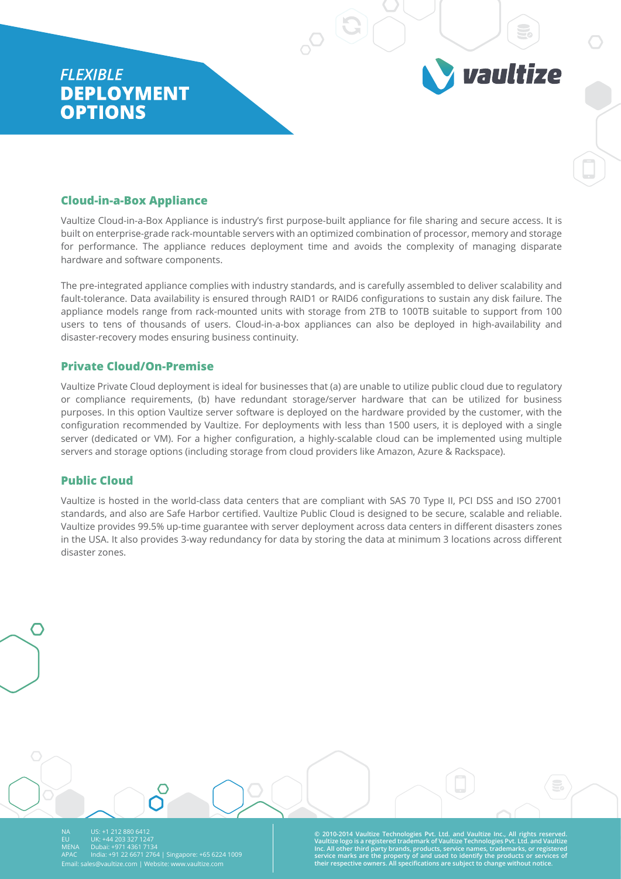# *FLEXIBLE* DEPLOYMENT OPTIONS

vaultize

### Cloud-in-a-Box Appliance

Vaultize Cloud-in-a-Box Appliance is industry's first purpose-built appliance for file sharing and secure access. It is built on enterprise-grade rack-mountable servers with an optimized combination of processor, memory and storage for performance. The appliance reduces deployment time and avoids the complexity of managing disparate hardware and software components.

The pre-integrated appliance complies with industry standards, and is carefully assembled to deliver scalability and fault-tolerance. Data availability is ensured through RAID1 or RAID6 configurations to sustain any disk failure. The appliance models range from rack-mounted units with storage from 2TB to 100TB suitable to support from 100 users to tens of thousands of users. Cloud-in-a-box appliances can also be deployed in high-availability and disaster-recovery modes ensuring business continuity.

### Private Cloud/On-Premise

Vaultize Private Cloud deployment is ideal for businesses that (a) are unable to utilize public cloud due to regulatory or compliance requirements, (b) have redundant storage/server hardware that can be utilized for business purposes. In this option Vaultize server software is deployed on the hardware provided by the customer, with the configuration recommended by Vaultize. For deployments with less than 1500 users, it is deployed with a single server (dedicated or VM). For a higher configuration, a highly-scalable cloud can be implemented using multiple servers and storage options (including storage from cloud providers like Amazon, Azure & Rackspace).

### Public Cloud

Vaultize is hosted in the world-class data centers that are compliant with SAS 70 Type II, PCI DSS and ISO 27001 standards, and also are Safe Harbor certified. Vaultize Public Cloud is designed to be secure, scalable and reliable. Vaultize provides 99.5% up-time guarantee with server deployment across data centers in different disasters zones in the USA. It also provides 3-way redundancy for data by storing the data at minimum 3 locations across different disaster zones.

NA US: +1 212 880 6412
EU UK: +44 203 327 1247
MENA Dubai: +971 4361 7134
APAC India: +91 22 6671 2764 | Singapore: +65 6224 1009
Email: sales@vaultize.com | Website: www.vaultize.com

© 2010-2014 Vaultize Technologies Pvt. Ltd. and Vaultize Inc., All rights reserved. Vaultize logo is a registered trademark of Vaultize Technologies Pvt. Ltd. and Vaultize Inc. All other third party brands, products, service names, trademarks, or registered service marks are the property of and used to identify the products or services of their respective owners. All specifications are subject to change without notice.